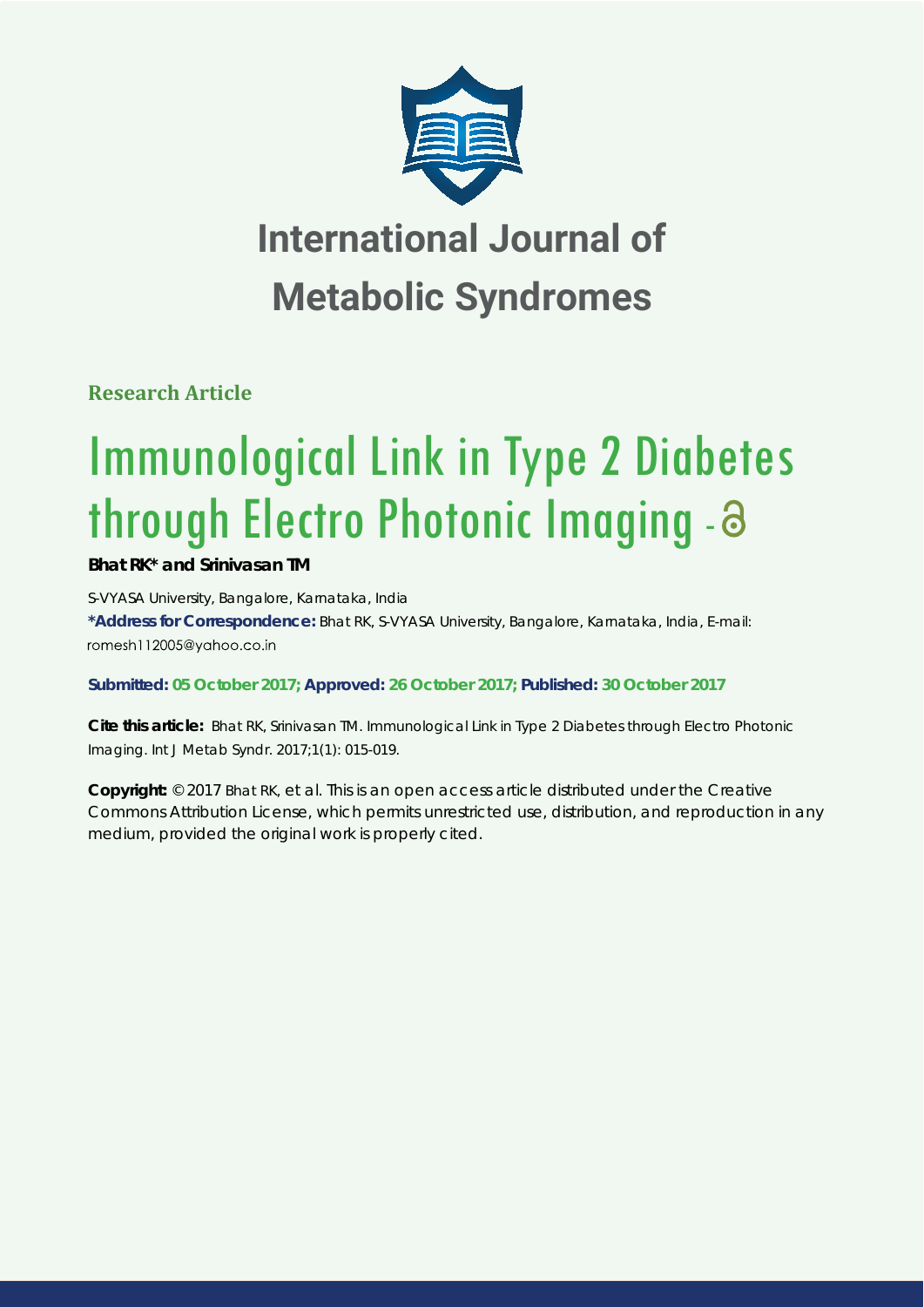# International Journal of Metabolic Syndromes

**Research Article**

# Immunological Link in Type 2 Diabetes through Electro Photonic Imaging

**Bhat RK* and Srinivasan TM**

S-VYASA University, Bangalore, Karnataka, India

**\*Address for Correspondence:** Bhat RK, S-VYASA University, Bangalore, Karnataka, India, E-mail: romesh112005@yahoo.co.in

**Submitted: 05 October 2017; Approved: 26 October 2017; Published: 30 October 2017**

**Cite this article:** Bhat RK, Srinivasan TM. Immunological Link in Type 2 Diabetes through Electro Photonic Imaging. Int J Metab Syndr. 2017;1(1): 015-019.

**Copyright:** © 2017 Bhat RK, et al. This is an open access article distributed under the Creative Commons Attribution License, which permits unrestricted use, distribution, and reproduction in any medium, provided the original work is properly cited.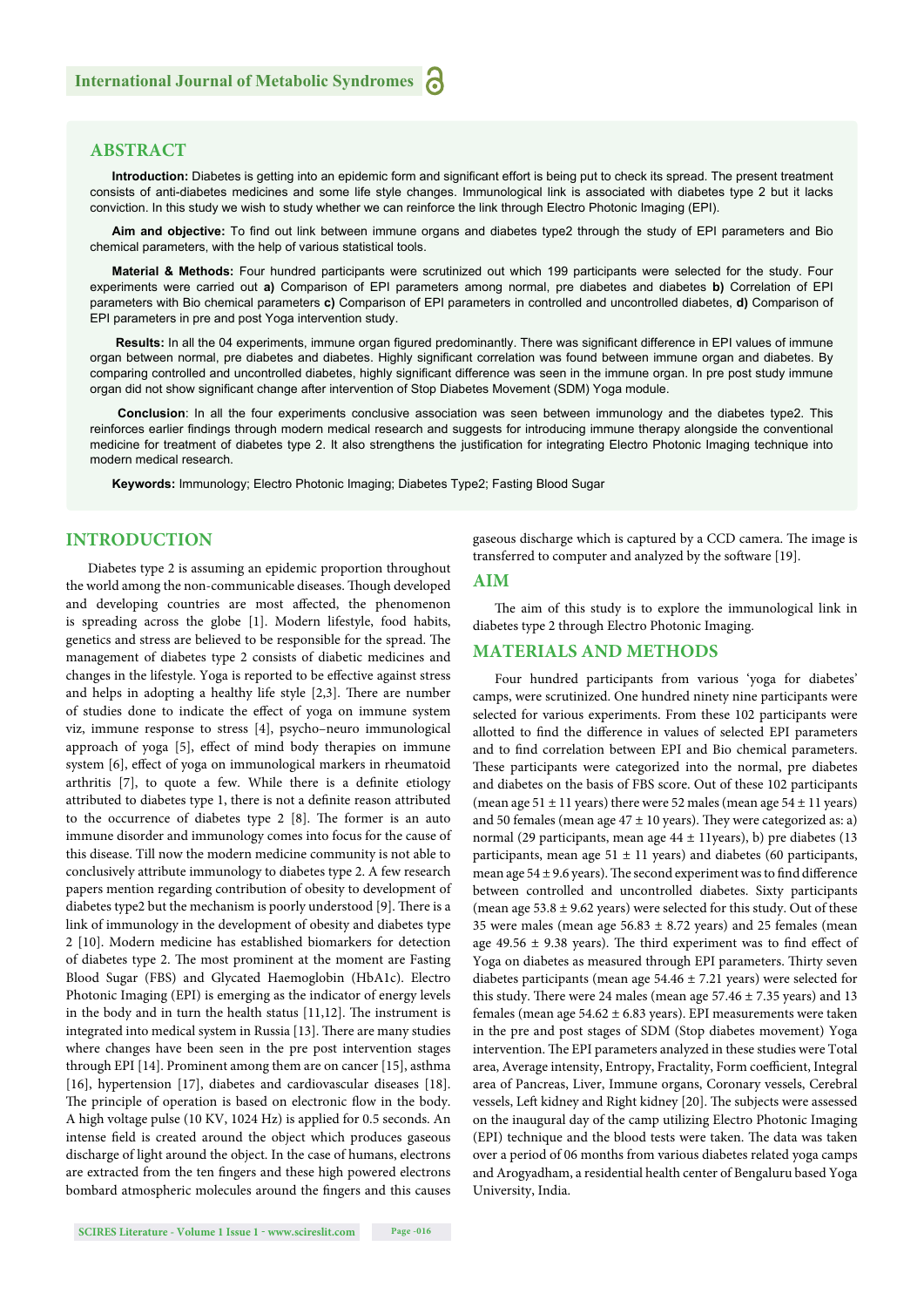## ABSTRACT

**Introduction:** Diabetes is getting into an epidemic form and significant effort is being put to check its spread. The present treatment consists of anti-diabetes medicines and some life style changes. Immunological link is associated with diabetes type 2 but it lacks conviction. In this study we wish to study whether we can reinforce the link through Electro Photonic Imaging (EPI).

**Aim and objective:** To find out link between immune organs and diabetes type2 through the study of EPI parameters and Bio chemical parameters, with the help of various statistical tools.

**Material & Methods:** Four hundred participants were scrutinized out which 199 participants were selected for the study. Four experiments were carried out **a)** Comparison of EPI parameters among normal, pre diabetes and diabetes **b)** Correlation of EPI parameters with Bio chemical parameters **c)** Comparison of EPI parameters in controlled and uncontrolled diabetes, **d)** Comparison of EPI parameters in pre and post Yoga intervention study.

**Results:** In all the 04 experiments, immune organ figured predominantly. There was significant difference in EPI values of immune organ between normal, pre diabetes and diabetes. Highly significant correlation was found between immune organ and diabetes. By comparing controlled and uncontrolled diabetes, highly significant difference was seen in the immune organ. In pre post study immune organ did not show significant change after intervention of Stop Diabetes Movement (SDM) Yoga module.

**Conclusion**: In all the four experiments conclusive association was seen between immunology and the diabetes type2. This reinforces earlier findings through modern medical research and suggests for introducing immune therapy alongside the conventional medicine for treatment of diabetes type 2. It also strengthens the justification for integrating Electro Photonic Imaging technique into modern medical research.

**Keywords:** Immunology; Electro Photonic Imaging; Diabetes Type2; Fasting Blood Sugar

## INTRODUCTION

Diabetes type 2 is assuming an epidemic proportion throughout the world among the non-communicable diseases. Though developed and developing countries are most affected, the phenomenon is spreading across the globe [1]. Modern lifestyle, food habits, genetics and stress are believed to be responsible for the spread. The management of diabetes type 2 consists of diabetic medicines and changes in the lifestyle. Yoga is reported to be effective against stress and helps in adopting a healthy life style [2,3]. There are number of studies done to indicate the effect of yoga on immune system viz, immune response to stress [4], psycho–neuro immunological approach of yoga [5], effect of mind body therapies on immune system [6], effect of yoga on immunological markers in rheumatoid arthritis [7], to quote a few. While there is a definite etiology attributed to diabetes type 1, there is not a definite reason attributed to the occurrence of diabetes type 2 [8]. The former is an auto immune disorder and immunology comes into focus for the cause of this disease. Till now the modern medicine community is not able to conclusively attribute immunology to diabetes type 2. A few research papers mention regarding contribution of obesity to development of diabetes type2 but the mechanism is poorly understood [9]. There is a link of immunology in the development of obesity and diabetes type 2 [10]. Modern medicine has established biomarkers for detection of diabetes type 2. The most prominent at the moment are Fasting Blood Sugar (FBS) and Glycated Haemoglobin (HbA1c). Electro Photonic Imaging (EPI) is emerging as the indicator of energy levels in the body and in turn the health status [11,12]. The instrument is integrated into medical system in Russia [13]. There are many studies where changes have been seen in the pre post intervention stages through EPI [14]. Prominent among them are on cancer [15], asthma [16], hypertension [17], diabetes and cardiovascular diseases [18]. The principle of operation is based on electronic flow in the body. A high voltage pulse (10 KV, 1024 Hz) is applied for 0.5 seconds. An intense field is created around the object which produces gaseous discharge of light around the object. In the case of humans, electrons are extracted from the ten fingers and these high powered electrons bombard atmospheric molecules around the fingers and this causes gaseous discharge which is captured by a CCD camera. The image is transferred to computer and analyzed by the software [19].

## AIM

The aim of this study is to explore the immunological link in diabetes type 2 through Electro Photonic Imaging.

## MATERIALS AND METHODS

Four hundred participants from various 'yoga for diabetes' camps, were scrutinized. One hundred ninety nine participants were selected for various experiments. From these 102 participants were allotted to find the difference in values of selected EPI parameters and to find correlation between EPI and Bio chemical parameters. These participants were categorized into the normal, pre diabetes and diabetes on the basis of FBS score. Out of these 102 participants (mean age 51 ± 11 years) there were 52 males (mean age 54 ± 11 years) and 50 females (mean age 47 ± 10 years). They were categorized as: a) normal (29 participants, mean age 44 ± 11years), b) pre diabetes (13 participants, mean age 51 ± 11 years) and diabetes (60 participants, mean age 54 ± 9.6 years). The second experiment was to find difference between controlled and uncontrolled diabetes. Sixty participants (mean age 53.8 ± 9.62 years) were selected for this study. Out of these 35 were males (mean age 56.83 ± 8.72 years) and 25 females (mean age 49.56 ± 9.38 years). The third experiment was to find effect of Yoga on diabetes as measured through EPI parameters. Thirty seven diabetes participants (mean age 54.46 ± 7.21 years) were selected for this study. There were 24 males (mean age 57.46 ± 7.35 years) and 13 females (mean age 54.62 ± 6.83 years). EPI measurements were taken in the pre and post stages of SDM (Stop diabetes movement) Yoga intervention. The EPI parameters analyzed in these studies were Total area, Average intensity, Entropy, Fractality, Form coefficient, Integral area of Pancreas, Liver, Immune organs, Coronary vessels, Cerebral vessels, Left kidney and Right kidney [20]. The subjects were assessed on the inaugural day of the camp utilizing Electro Photonic Imaging (EPI) technique and the blood tests were taken. The data was taken over a period of 06 months from various diabetes related yoga camps and Arogyadham, a residential health center of Bengaluru based Yoga University, India.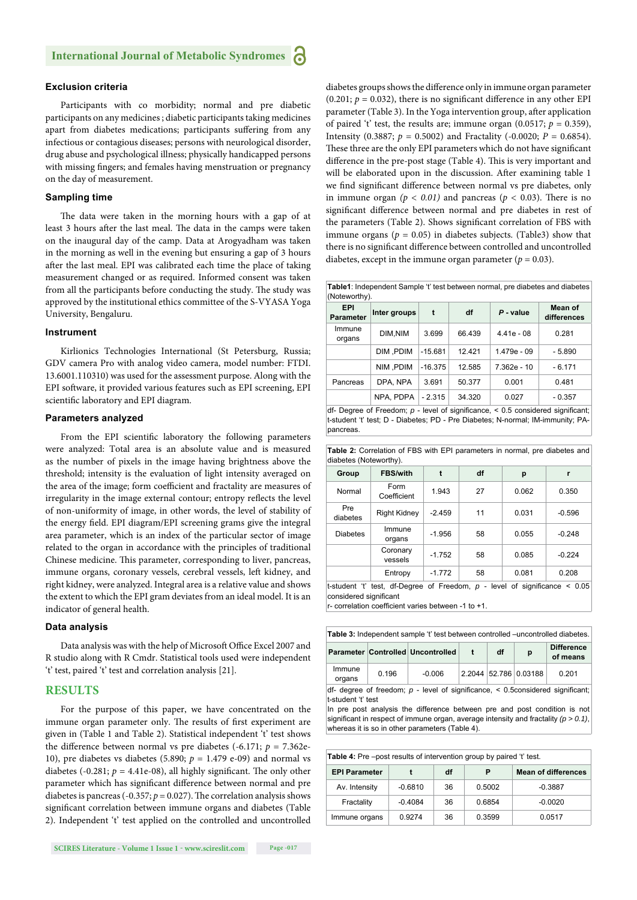### Exclusion criteria

Participants with co morbidity; normal and pre diabetic participants on any medicines ; diabetic participants taking medicines apart from diabetes medications; participants suffering from any infectious or contagious diseases; persons with neurological disorder, drug abuse and psychological illness; physically handicapped persons with missing fingers; and females having menstruation or pregnancy on the day of measurement.

### Sampling time

The data were taken in the morning hours with a gap of at least 3 hours after the last meal. The data in the camps were taken on the inaugural day of the camp. Data at Arogyadham was taken in the morning as well in the evening but ensuring a gap of 3 hours after the last meal. EPI was calibrated each time the place of taking measurement changed or as required. Informed consent was taken from all the participants before conducting the study. The study was approved by the institutional ethics committee of the S-VYASA Yoga University, Bengaluru.

### Instrument

Kirlionics Technologies International (St Petersburg, Russia; GDV camera Pro with analog video camera, model number: FTDI. 13.6001.110310) was used for the assessment purpose. Along with the EPI software, it provided various features such as EPI screening, EPI scientific laboratory and EPI diagram.

### Parameters analyzed

From the EPI scientific laboratory the following parameters were analyzed: Total area is an absolute value and is measured as the number of pixels in the image having brightness above the threshold; intensity is the evaluation of light intensity averaged on the area of the image; form coefficient and fractality are measures of irregularity in the image external contour; entropy reflects the level of non-uniformity of image, in other words, the level of stability of the energy field. EPI diagram/EPI screening gave the integral area parameter, which is an index of the particular sector of image related to the organ in accordance with the principles of traditional Chinese medicine. This parameter, corresponding to liver, pancreas, immune organs, coronary vessels, cerebral vessels, left kidney, and right kidney, were analyzed. Integral area is a relative value and shows the extent to which the EPI gram deviates from an ideal model. It is an indicator of general health.

### Data analysis

Data analysis was with the help of Microsoft Office Excel 2007 and R studio along with R Cmdr. Statistical tools used were independent 't' test, paired 't' test and correlation analysis [21].

## RESULTS

For the purpose of this paper, we have concentrated on the immune organ parameter only. The results of first experiment are given in (Table 1 and Table 2). Statistical independent 't' test shows the difference between normal vs pre diabetes (-6.171; $p$ = 7.362e-10), pre diabetes vs diabetes (5.890; $p$ = 1.479 e-09) and normal vs diabetes (-0.281; $p$ = 4.41e-08), all highly significant. The only other parameter which has significant difference between normal and pre diabetes is pancreas (-0.357; $p$ = 0.027). The correlation analysis shows significant correlation between immune organs and diabetes (Table 2). Independent 't' applied on the controlled and uncontrolled diabetes groups shows the difference only in immune organ parameter (0.201; $p$ = 0.032), there is no significant difference in any other EPI parameter (Table 3). In the Yoga intervention group, after application of paired 't' test, the results are; immune organ (0.0517; $p$ = 0.359), Intensity (0.3887; $p$ = 0.5002) and Fractality (-0.0020; $P$ = 0.6854). These three are the only EPI parameters which do not have significant difference in the pre-post stage (Table 4). This is very important and will be elaborated upon in the discussion. After examining table 1 we find significant difference between normal vs pre diabetes, only in immune organ ($p < 0.01$) and pancreas ($p$ < 0.03). There is no significant difference between normal and pre diabetes in rest of the parameters (Table 2). Shows significant correlation of FBS with immune organs ($p$ = 0.05) in diabetes subjects. (Table3) show that there is no significant difference between controlled and uncontrolled diabetes, except in the immune organ parameter ($p$ = 0.03).

**Table1**: Independent Sample 't' test between normal, pre diabetes and diabetes (Noteworthy).

| EPI Parameter | Inter groups | t | df | *P* - value | Mean of differences |
|---|---|---|---|---|---|
| Immune organs | DIM,NIM | 3.699 | 66.439 | 4.41e - 08 | 0.281 |
| | DIM ,PDIM | -15.681 | 12.421 | 1.479e - 09 | - 5.890 |
| | NIM ,PDIM | -16.375 | 12.585 | 7.362e - 10 | - 6.171 |
| Pancreas | DPA, NPA | 3.691 | 50.377 | 0.001 | 0.481 |
| | NPA, PDPA | - 2.315 | 34.320 | 0.027 | - 0.357 |

df- Degree of Freedom; $p$ - level of significance, < 0.5 considered significant; t-student 't' test; D - Diabetes; PD - Pre Diabetes; N-normal; IM-immunity; PA-pancreas.

**Table 2:** Correlation of FBS with EPI parameters in normal, pre diabetes and diabetes (Noteworthy).

| Group | FBS/with | t | df | p | r |
|---|---|---|---|---|---|
| Normal | Form Coefficient | 1.943 | 27 | 0.062 | 0.350 |
| Pre diabetes | Right Kidney | -2.459 | 11 | 0.031 | -0.596 |
| Diabetes | Immune organs | -1.956 | 58 | 0.055 | -0.248 |
| | Coronary vessels | -1.752 | 58 | 0.085 | -0.224 |
| | Entropy | -1.772 | 58 | 0.081 | 0.208 |

t-student 't' test, df-Degree of Freedom, $p$ - level of significance < 0.05 considered significant
r- correlation coefficient varies between -1 to +1.

**Table 3:** Independent sample 't' test between controlled –uncontrolled diabetes.

| Parameter | Controlled | Uncontrolled | t | df | p | Difference of means |
|---|---|---|---|---|---|---|
| Immune organs | 0.196 | -0.006 | 2.2044 | 52.786 | 0.03188 | 0.201 |

df- degree of freedom; $p$ - level of significance, < 0.5considered significant; t-student 't' test
In pre post analysis the difference between pre and post condition is not significant in respect of immune organ, average intensity and fractality ($p > 0.1$), whereas it is so in other parameters (Table 4).

**Table 4:** Pre –post results of intervention group by paired 't' test.

| EPI Parameter | t | df | P | Mean of differences |
|---|---|---|---|---|
| Av. Intensity | -0.6810 | 36 | 0.5002 | -0.3887 |
| Fractality | -0.4084 | 36 | 0.6854 | -0.0020 |
| Immune organs | 0.9274 | 36 | 0.3599 | 0.0517 |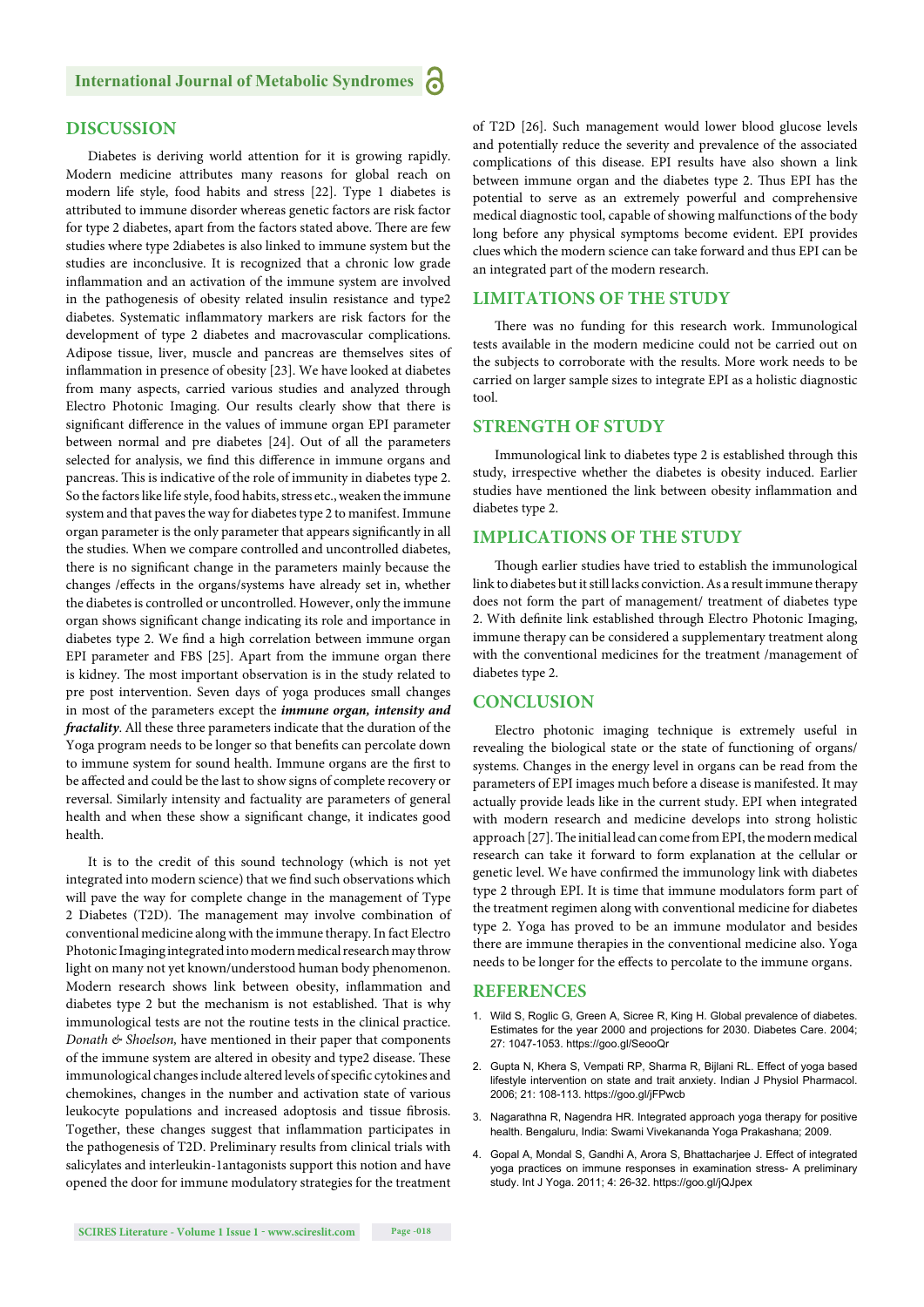## DISCUSSION

Diabetes is deriving world attention for it is growing rapidly. Modern medicine attributes many reasons for global reach on modern life style, food habits and stress [22]. Type 1 diabetes is attributed to immune disorder whereas genetic factors are risk factor for type 2 diabetes, apart from the factors stated above. There are few studies where type 2diabetes is also linked to immune system but the studies are inconclusive. It is recognized that a chronic low grade inflammation and an activation of the immune system are involved in the pathogenesis of obesity related insulin resistance and type2 diabetes. Systematic inflammatory markers are risk factors for the development of type 2 diabetes and macrovascular complications. Adipose tissue, liver, muscle and pancreas are themselves sites of inflammation in presence of obesity [23]. We have looked at diabetes from many aspects, carried various studies and analyzed through Electro Photonic Imaging. Our results clearly show that there is significant difference in the values of immune organ EPI parameter between normal and pre diabetes [24]. Out of all the parameters selected for analysis, we find this difference in immune organs and pancreas. This is indicative of the role of immunity in diabetes type 2. So the factors like life style, food habits, stress etc., weaken the immune system and that paves the way for diabetes type 2 to manifest. Immune organ parameter is the only parameter that appears significantly in all the studies. When we compare controlled and uncontrolled diabetes, there is no significant change in the parameters mainly because the changes /effects in the organs/systems have already set in, whether the diabetes is controlled or uncontrolled. However, only the immune organ shows significant change indicating its role and importance in diabetes type 2. We find a high correlation between immune organ EPI parameter and FBS [25]. Apart from the immune organ there is kidney. The most important observation is in the study related to pre post intervention. Seven days of yoga produces small changes in most of the parameters except the ***immune organ, intensity and fractality***. All these three parameters indicate that the duration of the Yoga program needs to be longer so that benefits can percolate down to immune system for sound health. Immune organs are the first to be affected and could be the last to show signs of complete recovery or reversal. Similarly intensity and factuality are parameters of general health and when these show a significant change, it indicates good health.

It is to the credit of this sound technology (which is not yet integrated into modern science) that we find such observations which will pave the way for complete change in the management of Type 2 Diabetes (T2D). The management may involve combination of conventional medicine along with the immune therapy. In fact Electro Photonic Imaging integrated into modern medical research may throw light on many not yet known/understood human body phenomenon. Modern research shows link between obesity, inflammation and diabetes type 2 but the mechanism is not established. That is why immunological tests are not the routine tests in the clinical practice. *Donath & Shoelson,* have mentioned in their paper that components of the immune system are altered in obesity and type2 disease. These immunological changes include altered levels of specific cytokines and chemokines, changes in the number and activation state of various leukocyte populations and increased adoptosis and tissue fibrosis. Together, these changes suggest that inflammation participates in the pathogenesis of T2D. Preliminary results from clinical trials with salicylates and interleukin-1antagonists support this notion and have opened the door for immune modulatory strategies for the treatment of T2D [26]. Such management would lower blood glucose levels and potentially reduce the severity and prevalence of the associated complications of this disease. EPI results have also shown a link between immune organ and the diabetes type 2. Thus EPI has the potential to serve as an extremely powerful and comprehensive medical diagnostic tool, capable of showing malfunctions of the body long before any physical symptoms become evident. EPI provides clues which the modern science can take forward and thus EPI can be an integrated part of the modern research.

## LIMITATIONS OF THE STUDY

There was no funding for this research work. Immunological tests available in the modern medicine could not be carried out on the subjects to corroborate with the results. More work needs to be carried on larger sample sizes to integrate EPI as a holistic diagnostic tool.

## STRENGTH OF STUDY

Immunological link to diabetes type 2 is established through this study, irrespective whether the diabetes is obesity induced. Earlier studies have mentioned the link between obesity inflammation and diabetes type 2.

## IMPLICATIONS OF THE STUDY

Though earlier studies have tried to establish the immunological link to diabetes but it still lacks conviction. As a result immune therapy does not form the part of management/ treatment of diabetes type 2. With definite link established through Electro Photonic Imaging, immune therapy can be considered a supplementary treatment along with the conventional medicines for the treatment /management of diabetes type 2.

## CONCLUSION

Electro photonic imaging technique is extremely useful in revealing the biological state or the state of functioning of organs/ systems. Changes in the energy level in organs can be read from the parameters of EPI images much before a disease is manifested. It may actually provide leads like in the current study. EPI when integrated with modern research and medicine develops into strong holistic approach [27]. The initial lead can come from EPI, the modern medical research can take it forward to form explanation at the cellular or genetic level. We have confirmed the immunology link with diabetes type 2 through EPI. It is time that immune modulators form part of the treatment regimen along with conventional medicine for diabetes type 2. Yoga has proved to be an immune modulator and besides there are immune therapies in the conventional medicine also. Yoga needs to be longer for the effects to percolate to the immune organs.

## REFERENCES

1. Wild S, Roglic G, Green A, Sicree R, King H. Global prevalence of diabetes. Estimates for the year 2000 and projections for 2030. Diabetes Care. 2004; 27: 1047-1053. https://goo.gl/SeooQr
2. Gupta N, Khera S, Vempati RP, Sharma R, Bijlani RL. Effect of yoga based lifestyle intervention on state and trait anxiety. Indian J Physiol Pharmacol. 2006; 21: 108-113. https://goo.gl/jFPwcb
3. Nagarathna R, Nagendra HR. Integrated approach yoga therapy for positive health. Bengaluru, India: Swami Vivekananda Yoga Prakashana; 2009.
4. Gopal A, Mondal S, Gandhi A, Arora S, Bhattacharjee J. Effect of integrated yoga practices on immune responses in examination stress- A preliminary study. Int J Yoga. 2011; 4: 26-32. https://goo.gl/jQJpex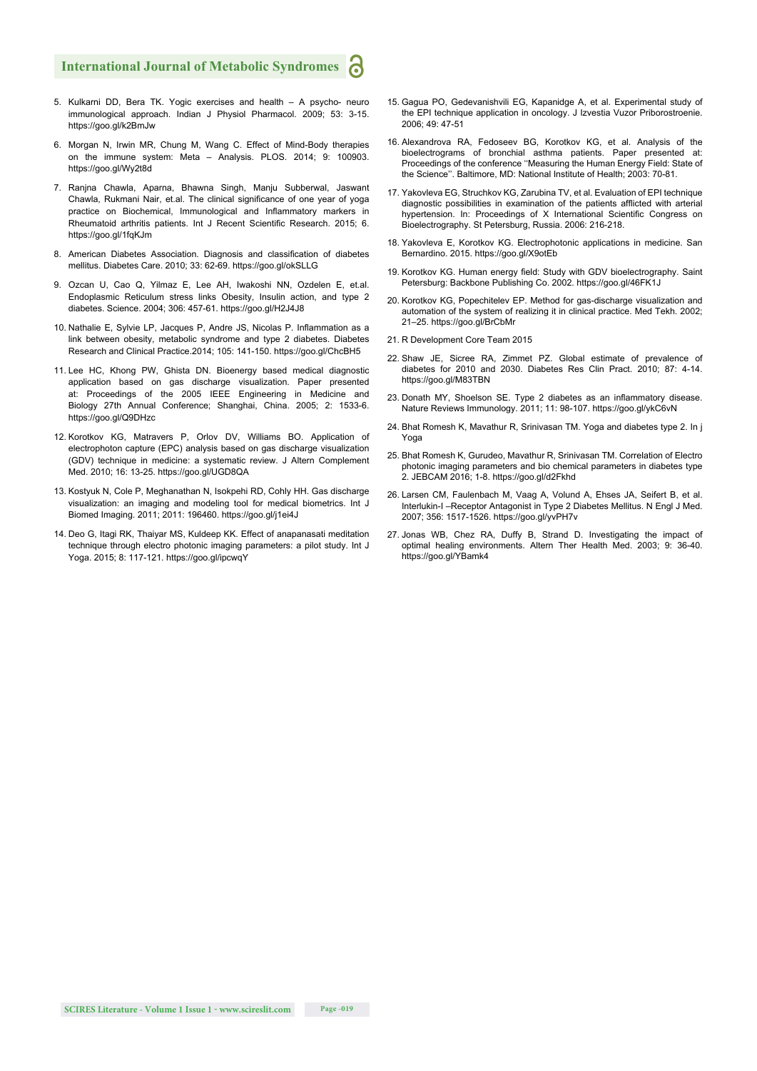5. Kulkarni DD, Bera TK. Yogic exercises and health – A psycho- neuro immunological approach. Indian J Physiol Pharmacol. 2009; 53: 3-15. https://goo.gl/k2BmJw

6. Morgan N, Irwin MR, Chung M, Wang C. Effect of Mind-Body therapies on the immune system: Meta – Analysis. PLOS. 2014; 9: 100903. https://goo.gl/Wy2t8d

7. Ranjna Chawla, Aparna, Bhawna Singh, Manju Subberwal, Jaswant Chawla, Rukmani Nair, et.al. The clinical significance of one year of yoga practice on Biochemical, Immunological and Inflammatory markers in Rheumatoid arthritis patients. Int J Recent Scientific Research. 2015; 6. https://goo.gl/1fqKJm

8. American Diabetes Association. Diagnosis and classification of diabetes mellitus. Diabetes Care. 2010; 33: 62-69. https://goo.gl/okSLLG

9. Ozcan U, Cao Q, Yilmaz E, Lee AH, Iwakoshi NN, Ozdelen E, et.al. Endoplasmic Reticulum stress links Obesity, Insulin action, and type 2 diabetes. Science. 2004; 306: 457-61. https://goo.gl/H2J4J8

10. Nathalie E, Sylvie LP, Jacques P, Andre JS, Nicolas P. Inflammation as a link between obesity, metabolic syndrome and type 2 diabetes. Diabetes Research and Clinical Practice.2014; 105: 141-150. https://goo.gl/ChcBH5

11. Lee HC, Khong PW, Ghista DN. Bioenergy based medical diagnostic application based on gas discharge visualization. Paper presented at: Proceedings of the 2005 IEEE Engineering in Medicine and Biology 27th Annual Conference; Shanghai, China. 2005; 2: 1533-6. https://goo.gl/Q9DHzc

12. Korotkov KG, Matravers P, Orlov DV, Williams BO. Application of electrophoton capture (EPC) analysis based on gas discharge visualization (GDV) technique in medicine: a systematic review. J Altern Complement Med. 2010; 16: 13-25. https://goo.gl/UGD8QA

13. Kostyuk N, Cole P, Meghanathan N, Isokpehi RD, Cohly HH. Gas discharge visualization: an imaging and modeling tool for medical biometrics. Int J Biomed Imaging. 2011; 2011: 196460. https://goo.gl/j1ei4J

14. Deo G, Itagi RK, Thaiyar MS, Kuldeep KK. Effect of anapanasati meditation technique through electro photonic imaging parameters: a pilot study. Int J Yoga. 2015; 8: 117-121. https://goo.gl/ipcwqY

15. Gagua PO, Gedevanishvili EG, Kapanidge A, et al. Experimental study of the EPI technique application in oncology. J Izvestia Vuzor Priborostroenie. 2006; 49: 47-51

16. Alexandrova RA, Fedoseev BG, Korotkov KG, et al. Analysis of the bioelectrograms of bronchial asthma patients. Paper presented at: Proceedings of the conference ''Measuring the Human Energy Field: State of the Science''. Baltimore, MD: National Institute of Health; 2003: 70-81.

17. Yakovleva EG, Struchkov KG, Zarubina TV, et al. Evaluation of EPI technique diagnostic possibilities in examination of the patients afflicted with arterial hypertension. In: Proceedings of X International Scientific Congress on Bioelectrography. St Petersburg, Russia. 2006: 216-218.

18. Yakovleva E, Korotkov KG. Electrophotonic applications in medicine. San Bernardino. 2015. https://goo.gl/X9otEb

19. Korotkov KG. Human energy field: Study with GDV bioelectrography. Saint Petersburg: Backbone Publishing Co. 2002. https://goo.gl/46FK1J

20. Korotkov KG, Popechitelev EP. Method for gas-discharge visualization and automation of the system of realizing it in clinical practice. Med Tekh. 2002; 21–25. https://goo.gl/BrCbMr

21. R Development Core Team 2015

22. Shaw JE, Sicree RA, Zimmet PZ. Global estimate of prevalence of diabetes for 2010 and 2030. Diabetes Res Clin Pract. 2010; 87: 4-14. https://goo.gl/M83TBN

23. Donath MY, Shoelson SE. Type 2 diabetes as an inflammatory disease. Nature Reviews Immunology. 2011; 11: 98-107. https://goo.gl/ykC6vN

24. Bhat Romesh K, Mavathur R, Srinivasan TM. Yoga and diabetes type 2. In j Yoga

25. Bhat Romesh K, Gurudeo, Mavathur R, Srinivasan TM. Correlation of Electro photonic imaging parameters and bio chemical parameters in diabetes type 2. JEBCAM 2016; 1-8. https://goo.gl/d2Fkhd

26. Larsen CM, Faulenbach M, Vaag A, Volund A, Ehses JA, Seifert B, et al. Interlukin-I –Receptor Antagonist in Type 2 Diabetes Mellitus. N Engl J Med. 2007; 356: 1517-1526. https://goo.gl/yvPH7v

27. Jonas WB, Chez RA, Duffy B, Strand D. Investigating the impact of optimal healing environments. Altern Ther Health Med. 2003; 9: 36-40. https://goo.gl/YBamk4